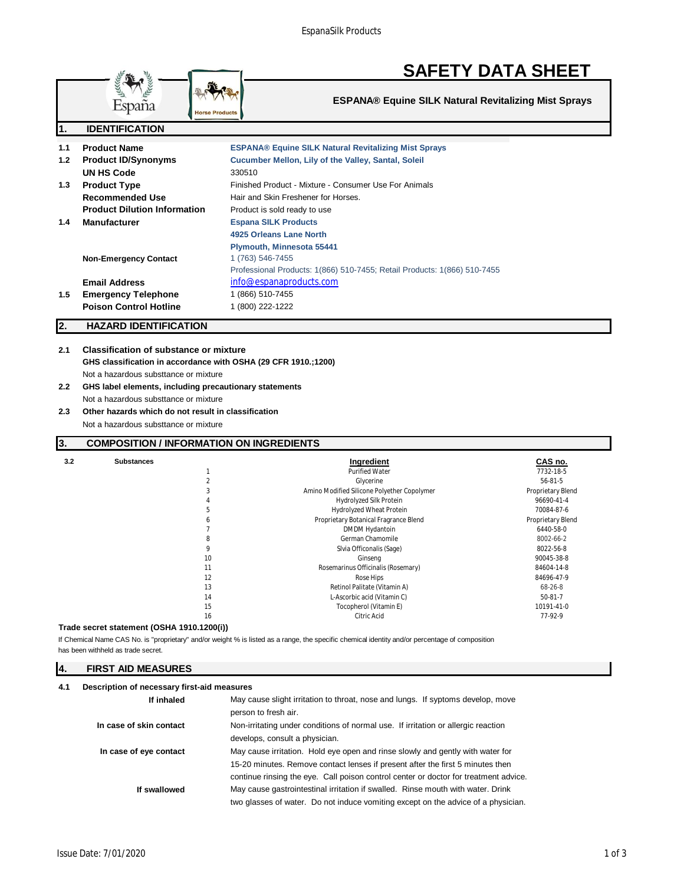# SAFETY DATA SHEET

**ESPANA® Equine SILK Natural Revitalizing Mist Sprays**

## 1. IDENTIFICATION

| | | |
|---|---|---|
| **1.1** | **Product Name** | **ESPANA® Equine SILK Natural Revitalizing Mist Sprays** |
| **1.2** | **Product ID/Synonyms** | **Cucumber Mellon, Lily of the Valley, Santal, Soleil** |
| | **UN HS Code** | 330510 |
| **1.3** | **Product Type** | Finished Product - Mixture - Consumer Use For Animals |
| | **Recommended Use** | Hair and Skin Freshener for Horses. |
| | **Product Dilution Information** | Product is sold ready to use |
| **1.4** | **Manufacturer** | **Espana SILK Products**<br>**4925 Orleans Lane North**<br>**Plymouth, Minnesota 55441** |
| | **Non-Emergency Contact** | 1 (763) 546-7455<br>Professional Products: 1(866) 510-7455; Retail Products: 1(866) 510-7455 |
| | **Email Address** | info@espanaproducts.com |
| **1.5** | **Emergency Telephone** | 1 (866) 510-7455 |
| | **Poison Control Hotline** | 1 (800) 222-1222 |

## 2. HAZARD IDENTIFICATION

**2.1 Classification of substance or mixture**

**GHS classification in accordance with OSHA (29 CFR 1910.;1200)**

Not a hazardous substtance or mixture

**2.2 GHS label elements, including precautionary statements**

Not a hazardous substtance or mixture

**2.3 Other hazards which do not result in classification**

Not a hazardous substtance or mixture

## 3. COMPOSITION / INFORMATION ON INGREDIENTS

**3.2 Substances**

| | Ingredient | CAS no. |
|---|---|---|
| 1 | Purified Water | 7732-18-5 |
| 2 | Glycerine | 56-81-5 |
| 3 | Amino Modified Silicone Polyether Copolymer | Proprietary Blend |
| 4 | Hydrolyzed Silk Protein | 96690-41-4 |
| 5 | Hydrolyzed Wheat Protein | 70084-87-6 |
| 6 | Proprietary Botanical Fragrance Blend | Proprietary Blend |
| 7 | DMDM Hydantoin | 6440-58-0 |
| 8 | German Chamomile | 8002-66-2 |
| 9 | Slvia Officonalis (Sage) | 8022-56-8 |
| 10 | Ginseng | 90045-38-8 |
| 11 | Rosemarinus Officinalis (Rosemary) | 84604-14-8 |
| 12 | Rose Hips | 84696-47-9 |
| 13 | Retinol Palitate (Vitamin A) | 68-26-8 |
| 14 | L-Ascorbic acid (Vitamin C) | 50-81-7 |
| 15 | Tocopherol (Vitamin E) | 10191-41-0 |
| 16 | Citric Acid | 77-92-9 |

**Trade secret statement (OSHA 1910.1200(i))**

If Chemical Name CAS No. is "proprietary" and/or weight % is listed as a range, the specific chemical identity and/or percentage of composition has been withheld as trade secret.

## 4. FIRST AID MEASURES

**4.1 Description of necessary first-aid measures**

| | |
|---|---|
| **If inhaled** | May cause slight irritation to throat, nose and lungs. If syptoms develop, move person to fresh air. |
| **In case of skin contact** | Non-irritating under conditions of normal use. If irritation or allergic reaction develops, consult a physician. |
| **In case of eye contact** | May cause irritation. Hold eye open and rinse slowly and gently with water for 15-20 minutes. Remove contact lenses if present after the first 5 minutes then continue rinsing the eye. Call poison control center or doctor for treatment advice. |
| **If swallowed** | May cause gastrointestinal irritation if swalled. Rinse mouth with water. Drink two glasses of water. Do not induce vomiting except on the advice of a physician. |

Issue Date: 7/01/2020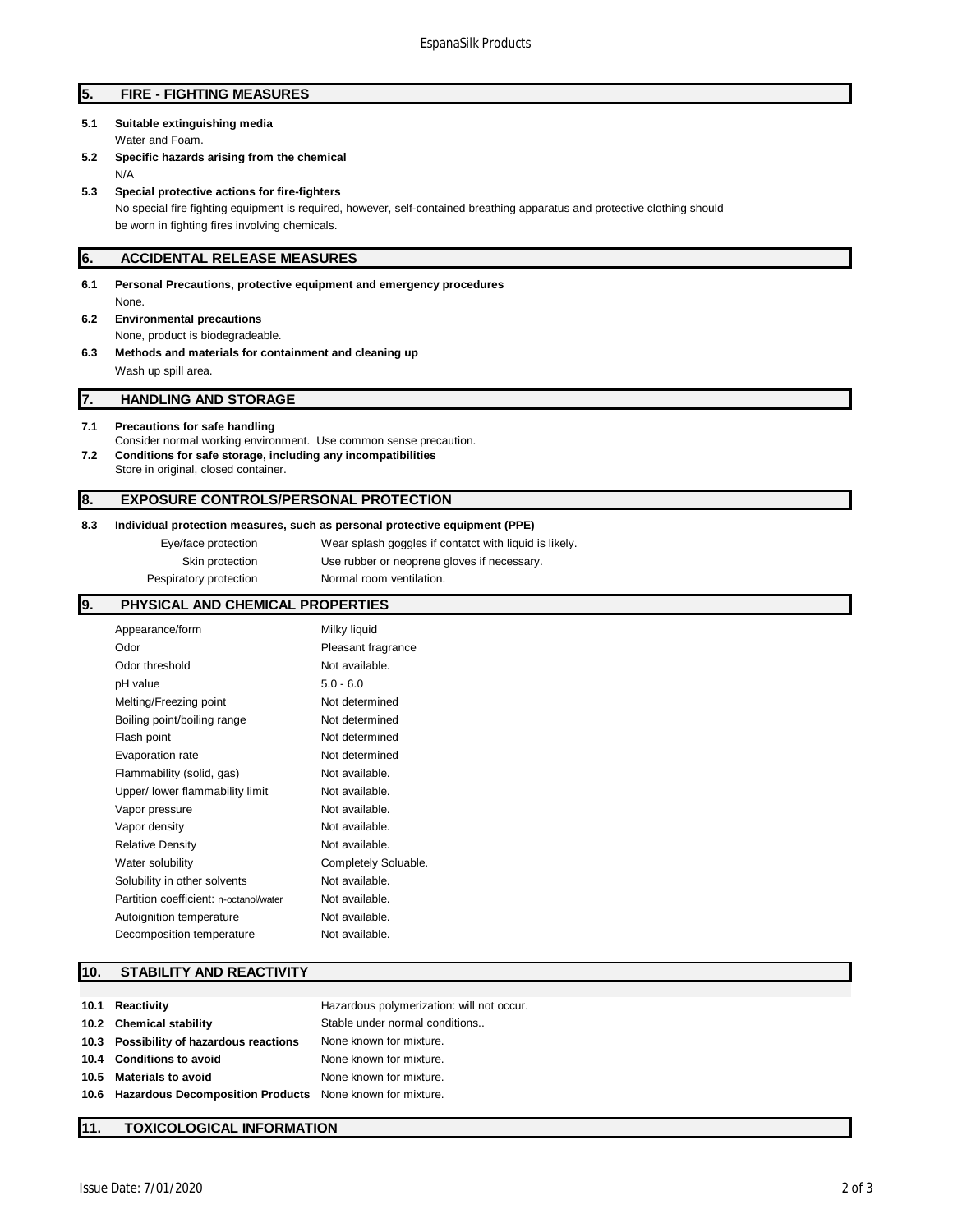## 5. FIRE - FIGHTING MEASURES

**5.1 Suitable extinguishing media**

Water and Foam.

**5.2 Specific hazards arising from the chemical**

N/A

**5.3 Special protective actions for fire-fighters**

No special fire fighting equipment is required, however, self-contained breathing apparatus and protective clothing should be worn in fighting fires involving chemicals.

## 6. ACCIDENTAL RELEASE MEASURES

**6.1 Personal Precautions, protective equipment and emergency procedures**

None.

**6.2 Environmental precautions**

None, product is biodegradeable.

**6.3 Methods and materials for containment and cleaning up**

Wash up spill area.

## 7. HANDLING AND STORAGE

**7.1 Precautions for safe handling**

Consider normal working environment. Use common sense precaution.

**7.2 Conditions for safe storage, including any incompatibilities**

Store in original, closed container.

## 8. EXPOSURE CONTROLS/PERSONAL PROTECTION

**8.3 Individual protection measures, such as personal protective equipment (PPE)**

| | |
|---|---|
| Eye/face protection | Wear splash goggles if contatct with liquid is likely. |
| Skin protection | Use rubber or neoprene gloves if necessary. |
| Pespiratory protection | Normal room ventilation. |

## 9. PHYSICAL AND CHEMICAL PROPERTIES

| | |
|---|---|
| Appearance/form | Milky liquid |
| Odor | Pleasant fragrance |
| Odor threshold | Not available. |
| pH value | 5.0 - 6.0 |
| Melting/Freezing point | Not determined |
| Boiling point/boiling range | Not determined |
| Flash point | Not determined |
| Evaporation rate | Not determined |
| Flammability (solid, gas) | Not available. |
| Upper/ lower flammability limit | Not available. |
| Vapor pressure | Not available. |
| Vapor density | Not available. |
| Relative Density | Not available. |
| Water solubility | Completely Soluable. |
| Solubility in other solvents | Not available. |
| Partition coefficient: n-octanol/water | Not available. |
| Autoignition temperature | Not available. |
| Decomposition temperature | Not available. |

## 10. STABILITY AND REACTIVITY

| | |
|---|---|
| **10.1 Reactivity** | Hazardous polymerization: will not occur. |
| **10.2 Chemical stability** | Stable under normal conditions.. |
| **10.3 Possibility of hazardous reactions** | None known for mixture. |
| **10.4 Conditions to avoid** | None known for mixture. |
| **10.5 Materials to avoid** | None known for mixture. |
| **10.6 Hazardous Decomposition Products** | None known for mixture. |

## 11. TOXICOLOGICAL INFORMATION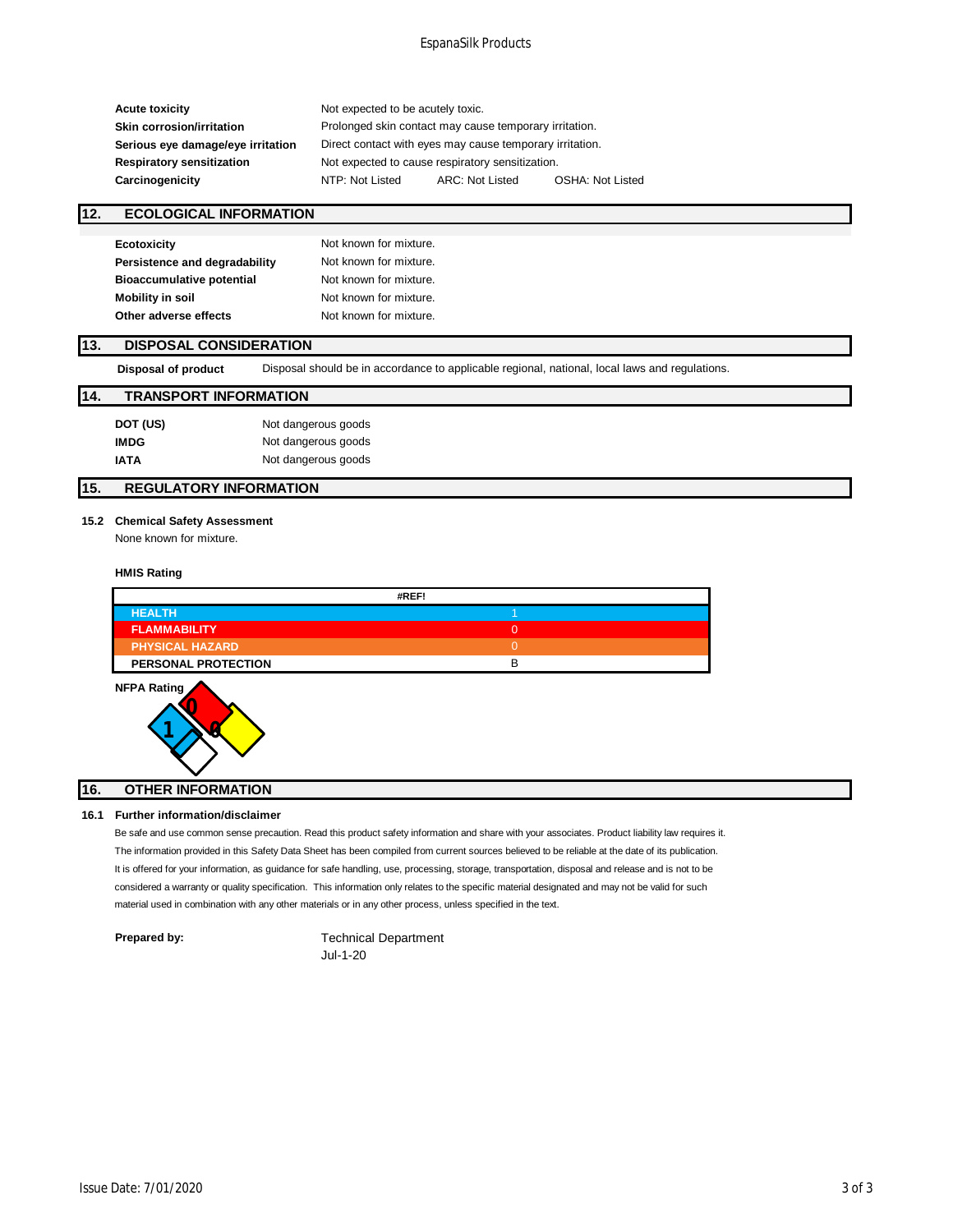| | |
|---|---|
| **Acute toxicity** | Not expected to be acutely toxic. |
| **Skin corrosion/irritation** | Prolonged skin contact may cause temporary irritation. |
| **Serious eye damage/eye irritation** | Direct contact with eyes may cause temporary irritation. |
| **Respiratory sensitization** | Not expected to cause respiratory sensitization. |
| **Carcinogenicity** | NTP: Not Listed  ARC: Not Listed  OSHA: Not Listed |

## 12. ECOLOGICAL INFORMATION

| | |
|---|---|
| **Ecotoxicity** | Not known for mixture. |
| **Persistence and degradability** | Not known for mixture. |
| **Bioaccumulative potential** | Not known for mixture. |
| **Mobility in soil** | Not known for mixture. |
| **Other adverse effects** | Not known for mixture. |

## 13. DISPOSAL CONSIDERATION

**Disposal of product** Disposal should be in accordance to applicable regional, national, local laws and regulations.

## 14. TRANSPORT INFORMATION

| | |
|---|---|
| **DOT (US)** | Not dangerous goods |
| **IMDG** | Not dangerous goods |
| **IATA** | Not dangerous goods |

## 15. REGULATORY INFORMATION

**15.2 Chemical Safety Assessment**

None known for mixture.

**HMIS Rating**

| #REF! | |
|---|---|
| **HEALTH** | 1 |
| **FLAMMABILITY** | 0 |
| **PHYSICAL HAZARD** | 0 |
| **PERSONAL PROTECTION** | B |

**NFPA Rating**

0
1
0

## 16. OTHER INFORMATION

**16.1 Further information/disclaimer**

Be safe and use common sense precaution. Read this product safety information and share with your associates. Product liability law requires it. The information provided in this Safety Data Sheet has been compiled from current sources believed to be reliable at the date of its publication. It is offered for your information, as guidance for safe handling, use, processing, storage, transportation, disposal and release and is not to be considered a warranty or quality specification. This information only relates to the specific material designated and may not be valid for such material used in combination with any other materials or in any other process, unless specified in the text.

**Prepared by:** Technical Department
Jul-1-20